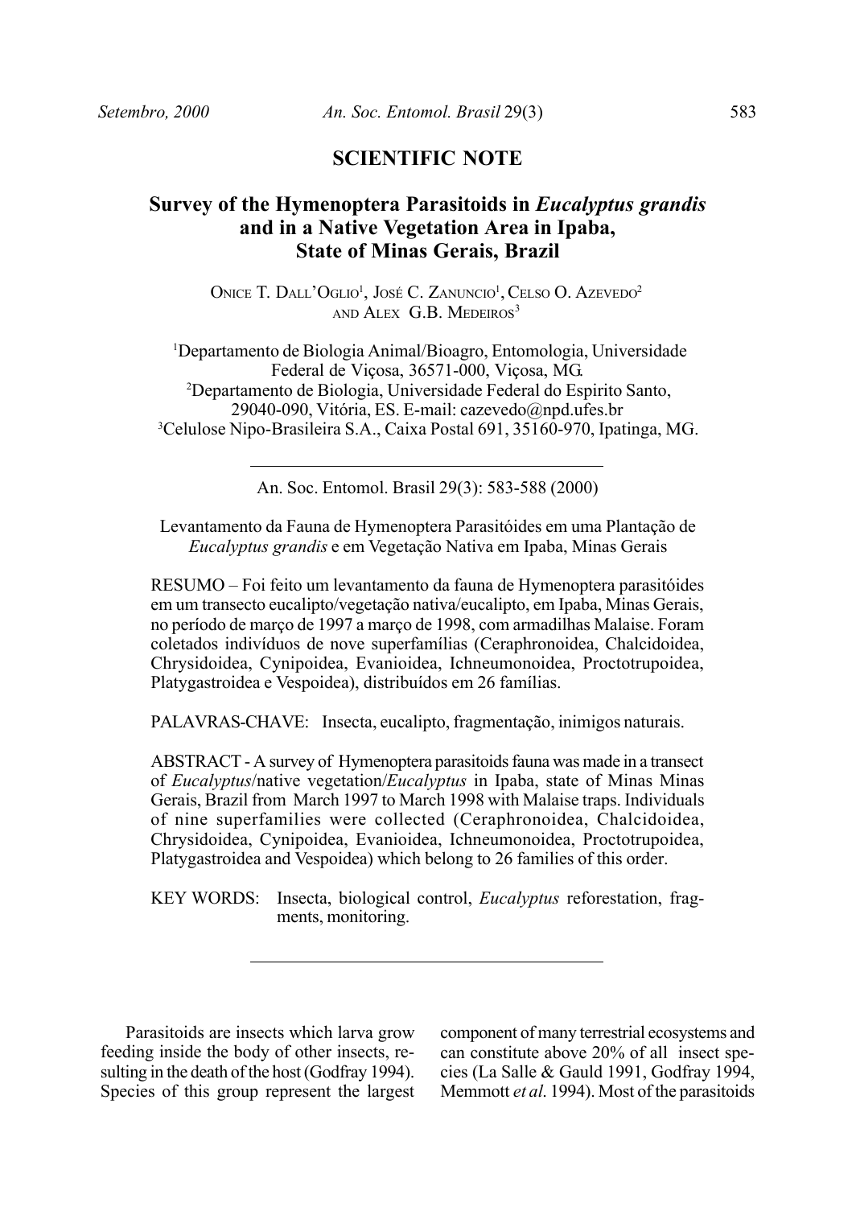**SCIENTIFIC NOTE**

# Survey of the Hymenoptera Parasitoids in *Eucalyptus grandis* and in a Native Vegetation Area in Ipaba, State of Minas Gerais, Brazil

Onice T. Dall'Oglio[1], José C. Zanuncio[1], Celso O. Azevedo[2] and Alex G.B. Medeiros[3]

[1]Departamento de Biologia Animal/Bioagro, Entomologia, Universidade Federal de Viçosa, 36571-000, Viçosa, MG.
[2]Departamento de Biologia, Universidade Federal do Espirito Santo, 29040-090, Vitória, ES. E-mail: cazevedo@npd.ufes.br
[3]Celulose Nipo-Brasileira S.A., Caixa Postal 691, 35160-970, Ipatinga, MG.

An. Soc. Entomol. Brasil 29(3): 583-588 (2000)

Levantamento da Fauna de Hymenoptera Parasitóides em uma Plantação de *Eucalyptus grandis* e em Vegetação Nativa em Ipaba, Minas Gerais

RESUMO – Foi feito um levantamento da fauna de Hymenoptera parasitóides em um transecto eucalipto/vegetação nativa/eucalipto, em Ipaba, Minas Gerais, no período de março de 1997 a março de 1998, com armadilhas Malaise. Foram coletados indivíduos de nove superfamílias (Ceraphronoidea, Chalcidoidea, Chrysidoidea, Cynipoidea, Evanioidea, Ichneumonoidea, Proctotrupoidea, Platygastroidea e Vespoidea), distribuídos em 26 famílias.

PALAVRAS-CHAVE: Insecta, eucalipto, fragmentação, inimigos naturais.

ABSTRACT - A survey of Hymenoptera parasitoids fauna was made in a transect of *Eucalyptus*/native vegetation/*Eucalyptus* in Ipaba, state of Minas Minas Gerais, Brazil from March 1997 to March 1998 with Malaise traps. Individuals of nine superfamilies were collected (Ceraphronoidea, Chalcidoidea, Chrysidoidea, Cynipoidea, Evanioidea, Ichneumonoidea, Proctotrupoidea, Platygastroidea and Vespoidea) which belong to 26 families of this order.

KEY WORDS: Insecta, biological control, *Eucalyptus* reforestation, fragments, monitoring.

Parasitoids are insects which larva grow feeding inside the body of other insects, resulting in the death of the host (Godfray 1994). Species of this group represent the largest component of many terrestrial ecosystems and can constitute above 20% of all insect species (La Salle & Gauld 1991, Godfray 1994, Memmott *et al*. 1994). Most of the parasitoids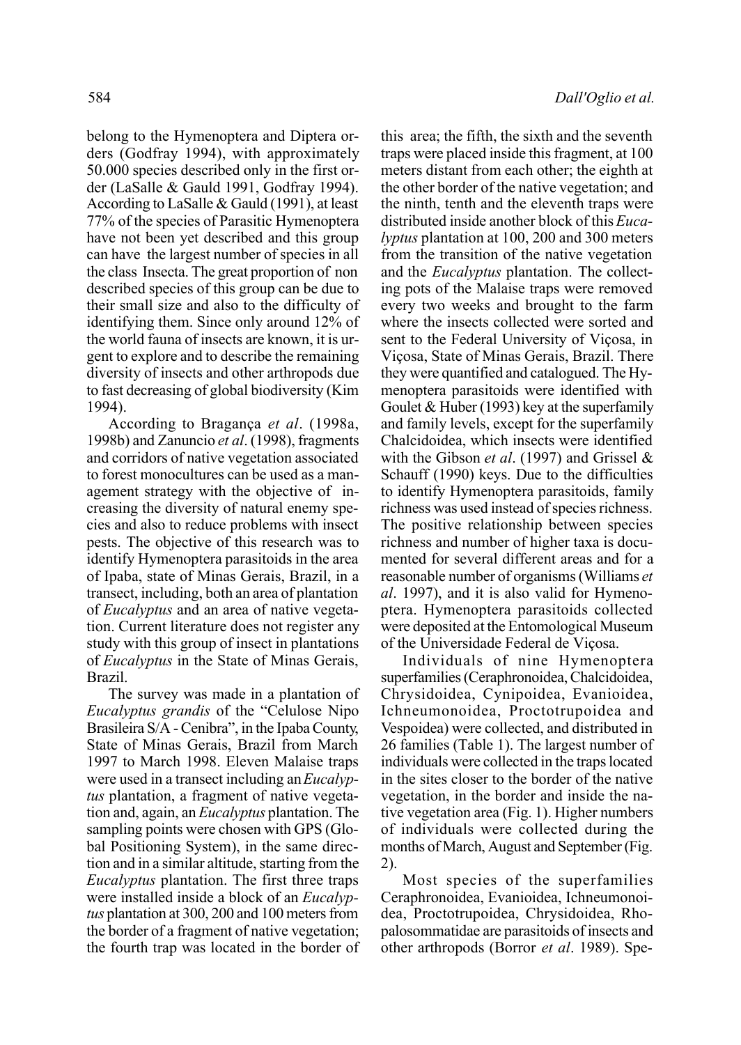belong to the Hymenoptera and Diptera orders (Godfray 1994), with approximately 50.000 species described only in the first order (LaSalle & Gauld 1991, Godfray 1994). According to LaSalle & Gauld (1991), at least 77% of the species of Parasitic Hymenoptera have not been yet described and this group can have the largest number of species in all the class Insecta. The great proportion of non described species of this group can be due to their small size and also to the difficulty of identifying them. Since only around 12% of the world fauna of insects are known, it is urgent to explore and to describe the remaining diversity of insects and other arthropods due to fast decreasing of global biodiversity (Kim 1994).

According to Bragança *et al*. (1998a, 1998b) and Zanuncio *et al*. (1998), fragments and corridors of native vegetation associated to forest monocultures can be used as a management strategy with the objective of increasing the diversity of natural enemy species and also to reduce problems with insect pests. The objective of this research was to identify Hymenoptera parasitoids in the area of Ipaba, state of Minas Gerais, Brazil, in a transect, including, both an area of plantation of *Eucalyptus* and an area of native vegetation. Current literature does not register any study with this group of insect in plantations of *Eucalyptus* in the State of Minas Gerais, Brazil.

The survey was made in a plantation of *Eucalyptus grandis* of the "Celulose Nipo Brasileira S/A - Cenibra", in the Ipaba County, State of Minas Gerais, Brazil from March 1997 to March 1998. Eleven Malaise traps were used in a transect including an *Eucalyptus* plantation, a fragment of native vegetation and, again, an *Eucalyptus* plantation. The sampling points were chosen with GPS (Global Positioning System), in the same direction and in a similar altitude, starting from the *Eucalyptus* plantation. The first three traps were installed inside a block of an *Eucalyptus* plantation at 300, 200 and 100 meters from the border of a fragment of native vegetation; the fourth trap was located in the border of this area; the fifth, the sixth and the seventh traps were placed inside this fragment, at 100 meters distant from each other; the eighth at the other border of the native vegetation; and the ninth, tenth and the eleventh traps were distributed inside another block of this *Eucalyptus* plantation at 100, 200 and 300 meters from the transition of the native vegetation and the *Eucalyptus* plantation. The collecting pots of the Malaise traps were removed every two weeks and brought to the farm where the insects collected were sorted and sent to the Federal University of Viçosa, in Viçosa, State of Minas Gerais, Brazil. There they were quantified and catalogued. The Hymenoptera parasitoids were identified with Goulet & Huber (1993) key at the superfamily and family levels, except for the superfamily Chalcidoidea, which insects were identified with the Gibson *et al*. (1997) and Grissel & Schauff (1990) keys. Due to the difficulties to identify Hymenoptera parasitoids, family richness was used instead of species richness. The positive relationship between species richness and number of higher taxa is documented for several different areas and for a reasonable number of organisms (Williams *et al*. 1997), and it is also valid for Hymenoptera. Hymenoptera parasitoids collected were deposited at the Entomological Museum of the Universidade Federal de Viçosa.

Individuals of nine Hymenoptera superfamilies (Ceraphronoidea, Chalcidoidea, Chrysidoidea, Cynipoidea, Evanioidea, Ichneumonoidea, Proctotrupoidea and Vespoidea) were collected, and distributed in 26 families (Table 1). The largest number of individuals were collected in the traps located in the sites closer to the border of the native vegetation, in the border and inside the native vegetation area (Fig. 1). Higher numbers of individuals were collected during the months of March, August and September (Fig. 2).

Most species of the superfamilies Ceraphronoidea, Evanioidea, Ichneumonoidea, Proctotrupoidea, Chrysidoidea, Rhopalosommatidae are parasitoids of insects and other arthropods (Borror *et al*. 1989). Spe-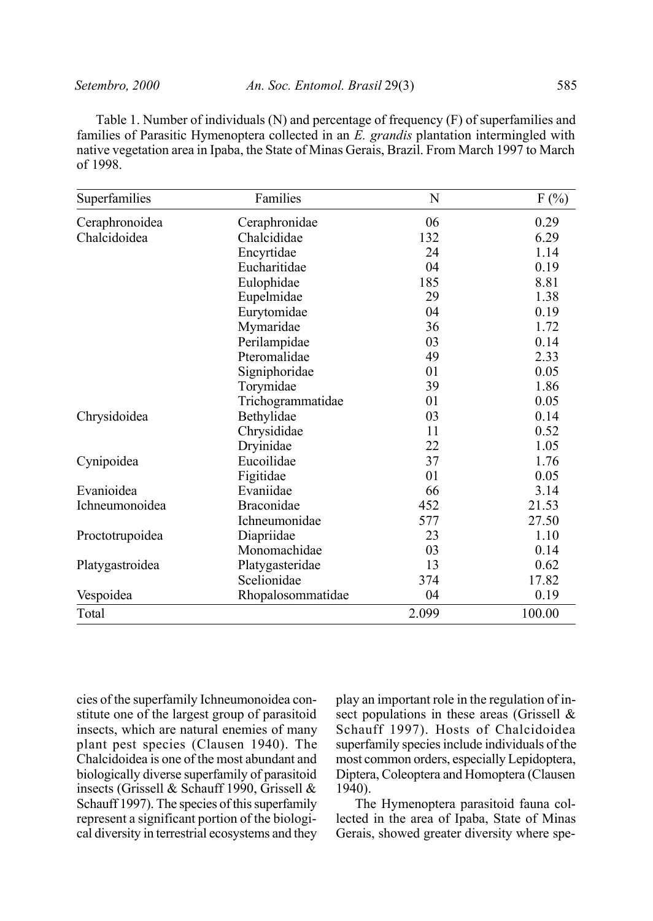Table 1. Number of individuals (N) and percentage of frequency (F) of superfamilies and families of Parasitic Hymenoptera collected in an *E. grandis* plantation intermingled with native vegetation area in Ipaba, the State of Minas Gerais, Brazil. From March 1997 to March of 1998.

| Superfamilies | Families | N | F (%) |
|---|---|---|---|
| Ceraphronoidea | Ceraphronidae | 06 | 0.29 |
| Chalcidoidea | Chalcididae | 132 | 6.29 |
| | Encyrtidae | 24 | 1.14 |
| | Eucharitidae | 04 | 0.19 |
| | Eulophidae | 185 | 8.81 |
| | Eupelmidae | 29 | 1.38 |
| | Eurytomidae | 04 | 0.19 |
| | Mymaridae | 36 | 1.72 |
| | Perilampidae | 03 | 0.14 |
| | Pteromalidae | 49 | 2.33 |
| | Signiphoridae | 01 | 0.05 |
| | Torymidae | 39 | 1.86 |
| | Trichogrammatidae | 01 | 0.05 |
| Chrysidoidea | Bethylidae | 03 | 0.14 |
| | Chrysididae | 11 | 0.52 |
| | Dryinidae | 22 | 1.05 |
| Cynipoidea | Eucoilidae | 37 | 1.76 |
| | Figitidae | 01 | 0.05 |
| Evanioidea | Evaniidae | 66 | 3.14 |
| Ichneumonoidea | Braconidae | 452 | 21.53 |
| | Ichneumonidae | 577 | 27.50 |
| Proctotrupoidea | Diapriidae | 23 | 1.10 |
| | Monomachidae | 03 | 0.14 |
| Platygastroidea | Platygasteridae | 13 | 0.62 |
| | Scelionidae | 374 | 17.82 |
| Vespoidea | Rhopalosommatidae | 04 | 0.19 |
| Total | | 2.099 | 100.00 |

cies of the superfamily Ichneumonoidea constitute one of the largest group of parasitoid insects, which are natural enemies of many plant pest species (Clausen 1940). The Chalcidoidea is one of the most abundant and biologically diverse superfamily of parasitoid insects (Grissell & Schauff 1990, Grissell & Schauff 1997). The species of this superfamily represent a significant portion of the biological diversity in terrestrial ecosystems and they play an important role in the regulation of insect populations in these areas (Grissell & Schauff 1997). Hosts of Chalcidoidea superfamily species include individuals of the most common orders, especially Lepidoptera, Diptera, Coleoptera and Homoptera (Clausen 1940).

The Hymenoptera parasitoid fauna collected in the area of Ipaba, State of Minas Gerais, showed greater diversity where spe-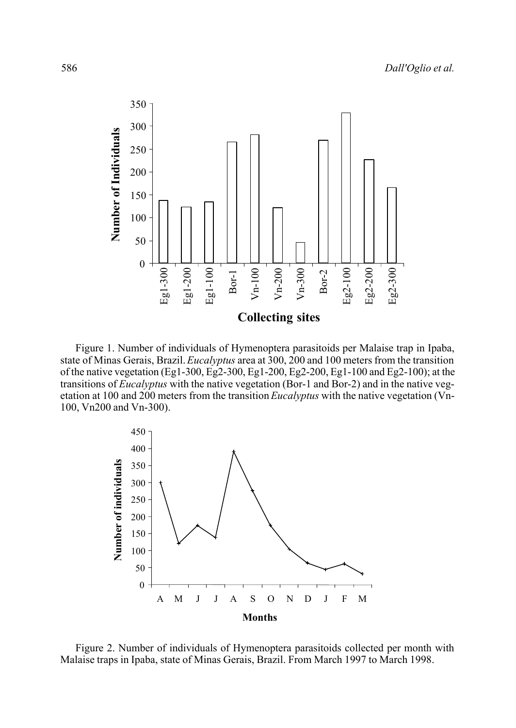Figure 1. Number of individuals of Hymenoptera parasitoids per Malaise trap in Ipaba, state of Minas Gerais, Brazil. *Eucalyptus* area at 300, 200 and 100 meters from the transition of the native vegetation (Eg1-300, Eg2-300, Eg1-200, Eg2-200, Eg1-100 and Eg2-100); at the transitions of *Eucalyptus* with the native vegetation (Bor-1 and Bor-2) and in the native vegetation at 100 and 200 meters from the transition *Eucalyptus* with the native vegetation (Vn-100, Vn200 and Vn-300).

Figure 2. Number of individuals of Hymenoptera parasitoids collected per month with Malaise traps in Ipaba, state of Minas Gerais, Brazil. From March 1997 to March 1998.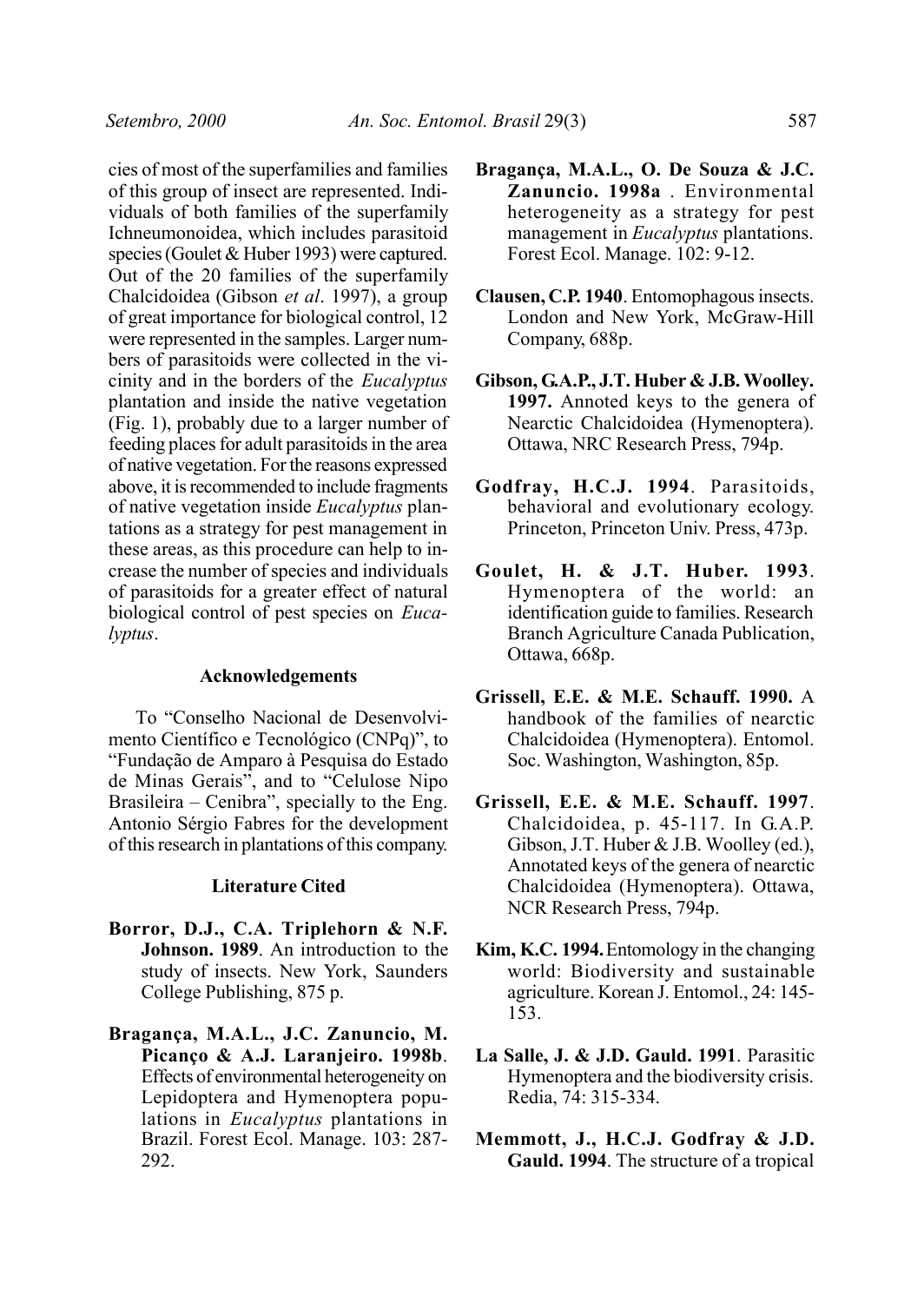cies of most of the superfamilies and families of this group of insect are represented. Individuals of both families of the superfamily Ichneumonoidea, which includes parasitoid species (Goulet & Huber 1993) were captured. Out of the 20 families of the superfamily Chalcidoidea (Gibson *et al*. 1997), a group of great importance for biological control, 12 were represented in the samples. Larger numbers of parasitoids were collected in the vicinity and in the borders of the *Eucalyptus* plantation and inside the native vegetation (Fig. 1), probably due to a larger number of feeding places for adult parasitoids in the area of native vegetation. For the reasons expressed above, it is recommended to include fragments of native vegetation inside *Eucalyptus* plantations as a strategy for pest management in these areas, as this procedure can help to increase the number of species and individuals of parasitoids for a greater effect of natural biological control of pest species on *Eucalyptus*.

### Acknowledgements

To "Conselho Nacional de Desenvolvimento Científico e Tecnológico (CNPq)", to "Fundação de Amparo à Pesquisa do Estado de Minas Gerais", and to "Celulose Nipo Brasileira – Cenibra", specially to the Eng. Antonio Sérgio Fabres for the development of this research in plantations of this company.

### Literature Cited

**Borror, D.J., C.A. Triplehorn & N.F. Johnson. 1989**. An introduction to the study of insects. New York, Saunders College Publishing, 875 p.

**Bragança, M.A.L., J.C. Zanuncio, M. Picanço & A.J. Laranjeiro. 1998b**. Effects of environmental heterogeneity on Lepidoptera and Hymenoptera populations in *Eucalyptus* plantations in Brazil. Forest Ecol. Manage. 103: 287-292.

**Bragança, M.A.L., O. De Souza & J.C. Zanuncio. 1998a** . Environmental heterogeneity as a strategy for pest management in *Eucalyptus* plantations. Forest Ecol. Manage. 102: 9-12.

**Clausen, C.P. 1940**. Entomophagous insects. London and New York, McGraw-Hill Company, 688p.

**Gibson, G.A.P., J.T. Huber & J.B. Woolley. 1997.** Annoted keys to the genera of Nearctic Chalcidoidea (Hymenoptera). Ottawa, NRC Research Press, 794p.

**Godfray, H.C.J. 1994**. Parasitoids, behavioral and evolutionary ecology. Princeton, Princeton Univ. Press, 473p.

**Goulet, H. & J.T. Huber. 1993**. Hymenoptera of the world: an identification guide to families. Research Branch Agriculture Canada Publication, Ottawa, 668p.

**Grissell, E.E. & M.E. Schauff. 1990.** A handbook of the families of nearctic Chalcidoidea (Hymenoptera). Entomol. Soc. Washington, Washington, 85p.

**Grissell, E.E. & M.E. Schauff. 1997**. Chalcidoidea, p. 45-117. In G.A.P. Gibson, J.T. Huber & J.B. Woolley (ed.), Annotated keys of the genera of nearctic Chalcidoidea (Hymenoptera). Ottawa, NCR Research Press, 794p.

**Kim, K.C. 1994.** Entomology in the changing world: Biodiversity and sustainable agriculture. Korean J. Entomol., 24: 145-153.

**La Salle, J. & J.D. Gauld. 1991**. Parasitic Hymenoptera and the biodiversity crisis. Redia, 74: 315-334.

**Memmott, J., H.C.J. Godfray & J.D. Gauld. 1994**. The structure of a tropical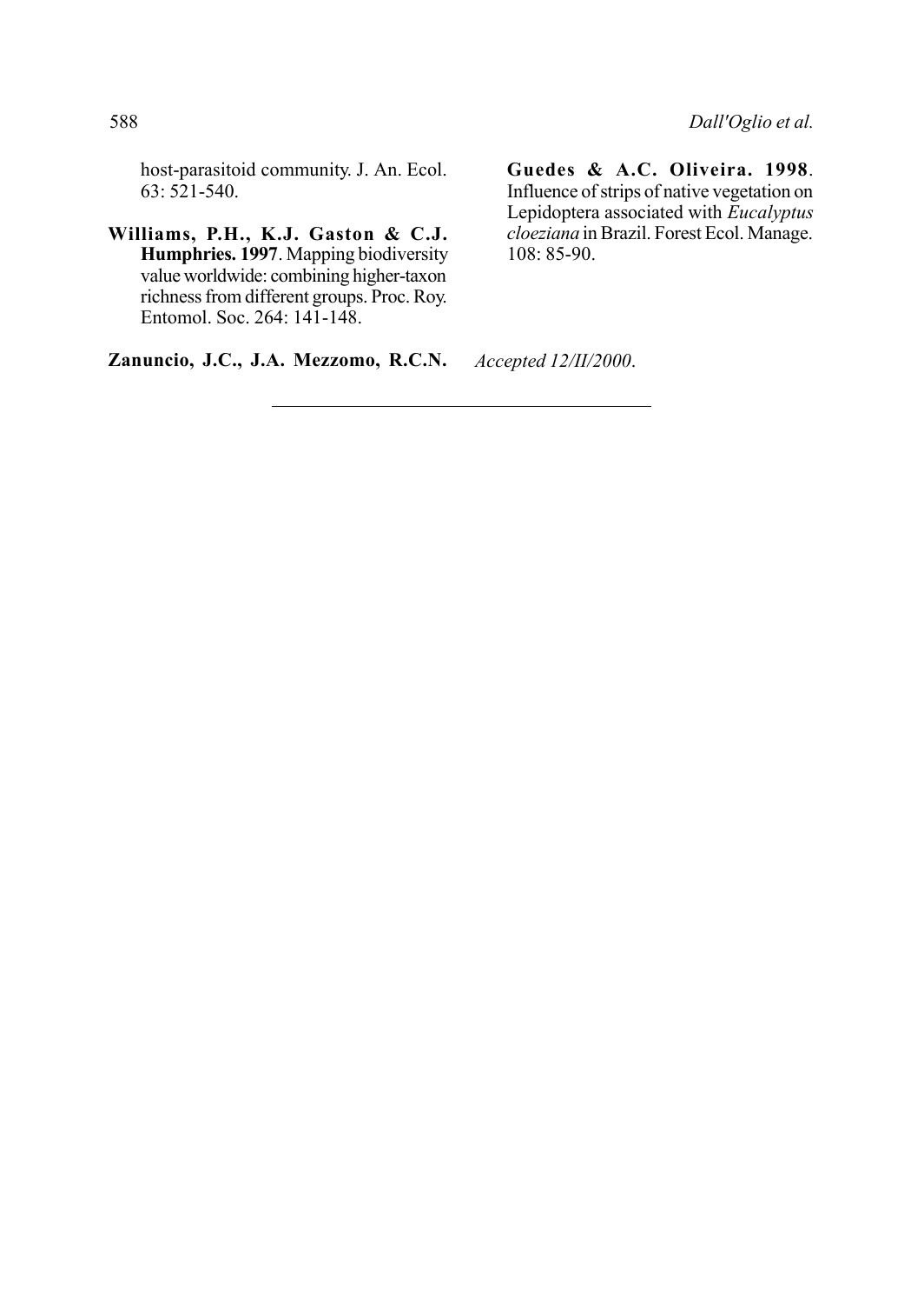host-parasitoid community. J. An. Ecol. 63: 521-540.

**Williams, P.H., K.J. Gaston & C.J. Humphries. 1997**. Mapping biodiversity value worldwide: combining higher-taxon richness from different groups. Proc. Roy. Entomol. Soc. 264: 141-148.

**Zanuncio, J.C., J.A. Mezzomo, R.C.N. Guedes & A.C. Oliveira. 1998**. Influence of strips of native vegetation on Lepidoptera associated with *Eucalyptus cloeziana* in Brazil. Forest Ecol. Manage. 108: 85-90.

*Accepted 12/II/2000*.